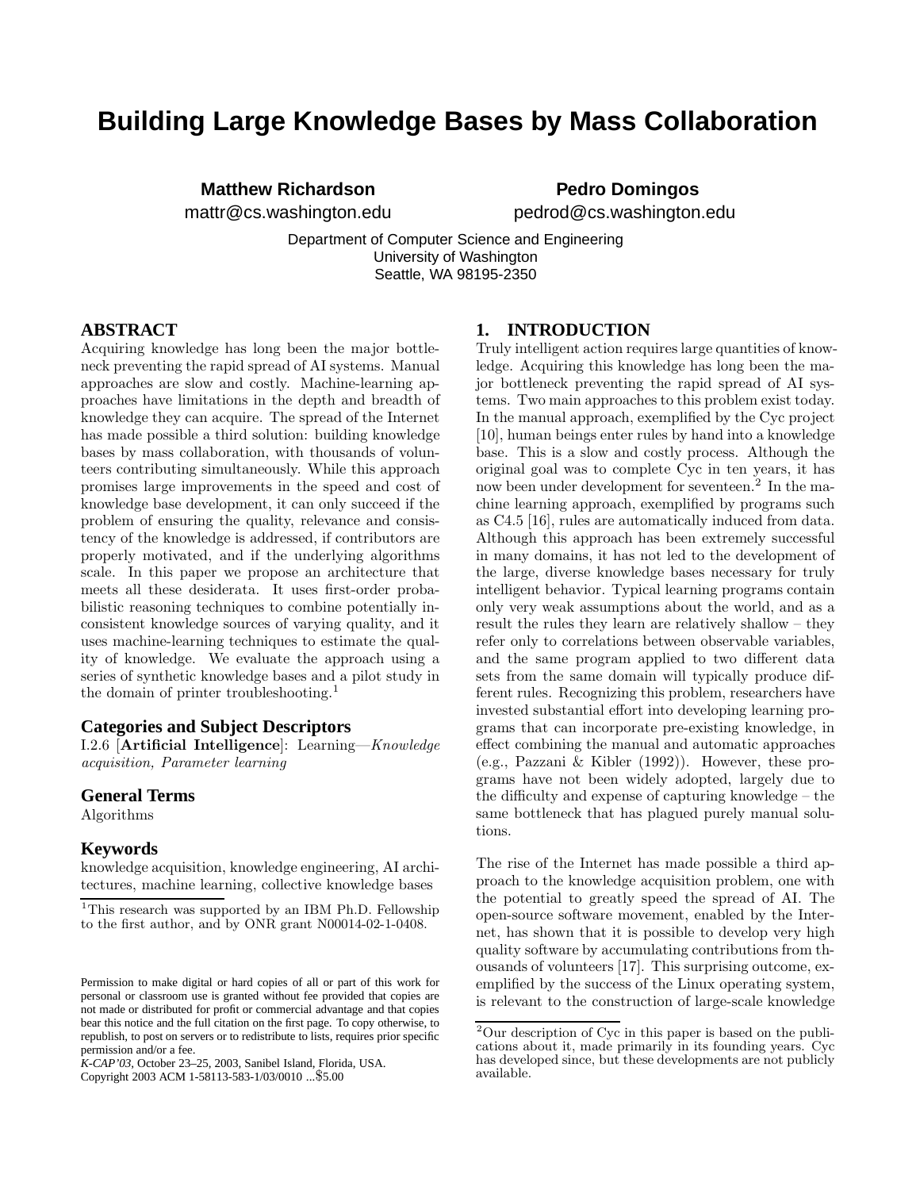# Building Large Knowledge Bases by Mass Collaboration

**Matthew Richardson**
mattr@cs.washington.edu

**Pedro Domingos**
pedrod@cs.washington.edu

Department of Computer Science and Engineering
University of Washington
Seattle, WA 98195-2350

## ABSTRACT

Acquiring knowledge has long been the major bottleneck preventing the rapid spread of AI systems. Manual approaches are slow and costly. Machine-learning approaches have limitations in the depth and breadth of knowledge they can acquire. The spread of the Internet has made possible a third solution: building knowledge bases by mass collaboration, with thousands of volunteers contributing simultaneously. While this approach promises large improvements in the speed and cost of knowledge base development, it can only succeed if the problem of ensuring the quality, relevance and consistency of the knowledge is addressed, if contributors are properly motivated, and if the underlying algorithms scale. In this paper we propose an architecture that meets all these desiderata. It uses first-order probabilistic reasoning techniques to combine potentially inconsistent knowledge sources of varying quality, and it uses machine-learning techniques to estimate the quality of knowledge. We evaluate the approach using a series of synthetic knowledge bases and a pilot study in the domain of printer troubleshooting.[1]

### Categories and Subject Descriptors

I.2.6 [**Artificial Intelligence**]: Learning—*Knowledge acquisition, Parameter learning*

### General Terms

Algorithms

### Keywords

knowledge acquisition, knowledge engineering, AI architectures, machine learning, collective knowledge bases

[1]This research was supported by an IBM Ph.D. Fellowship to the first author, and by ONR grant N00014-02-1-0408.

Permission to make digital or hard copies of all or part of this work for personal or classroom use is granted without fee provided that copies are not made or distributed for profit or commercial advantage and that copies bear this notice and the full citation on the first page. To copy otherwise, to republish, to post on servers or to redistribute to lists, requires prior specific permission and/or a fee.
*K-CAP'03*, October 23–25, 2003, Sanibel Island, Florida, USA.
Copyright 2003 ACM 1-58113-583-1/03/0010 ...$5.00

## 1. INTRODUCTION

Truly intelligent action requires large quantities of knowledge. Acquiring this knowledge has long been the major bottleneck preventing the rapid spread of AI systems. Two main approaches to this problem exist today. In the manual approach, exemplified by the Cyc project [10], human beings enter rules by hand into a knowledge base. This is a slow and costly process. Although the original goal was to complete Cyc in ten years, it has now been under development for seventeen.[2] In the machine learning approach, exemplified by programs such as C4.5 [16], rules are automatically induced from data. Although this approach has been extremely successful in many domains, it has not led to the development of the large, diverse knowledge bases necessary for truly intelligent behavior. Typical learning programs contain only very weak assumptions about the world, and as a result the rules they learn are relatively shallow – they refer only to correlations between observable variables, and the same program applied to two different data sets from the same domain will typically produce different rules. Recognizing this problem, researchers have invested substantial effort into developing learning programs that can incorporate pre-existing knowledge, in effect combining the manual and automatic approaches (e.g., Pazzani & Kibler (1992)). However, these programs have not been widely adopted, largely due to the difficulty and expense of capturing knowledge – the same bottleneck that has plagued purely manual solutions.

The rise of the Internet has made possible a third approach to the knowledge acquisition problem, one with the potential to greatly speed the spread of AI. The open-source software movement, enabled by the Internet, has shown that it is possible to develop very high quality software by accumulating contributions from thousands of volunteers [17]. This surprising outcome, exemplified by the success of the Linux operating system, is relevant to the construction of large-scale knowledge

[2]Our description of Cyc in this paper is based on the publications about it, made primarily in its founding years. Cyc has developed since, but these developments are not publicly available.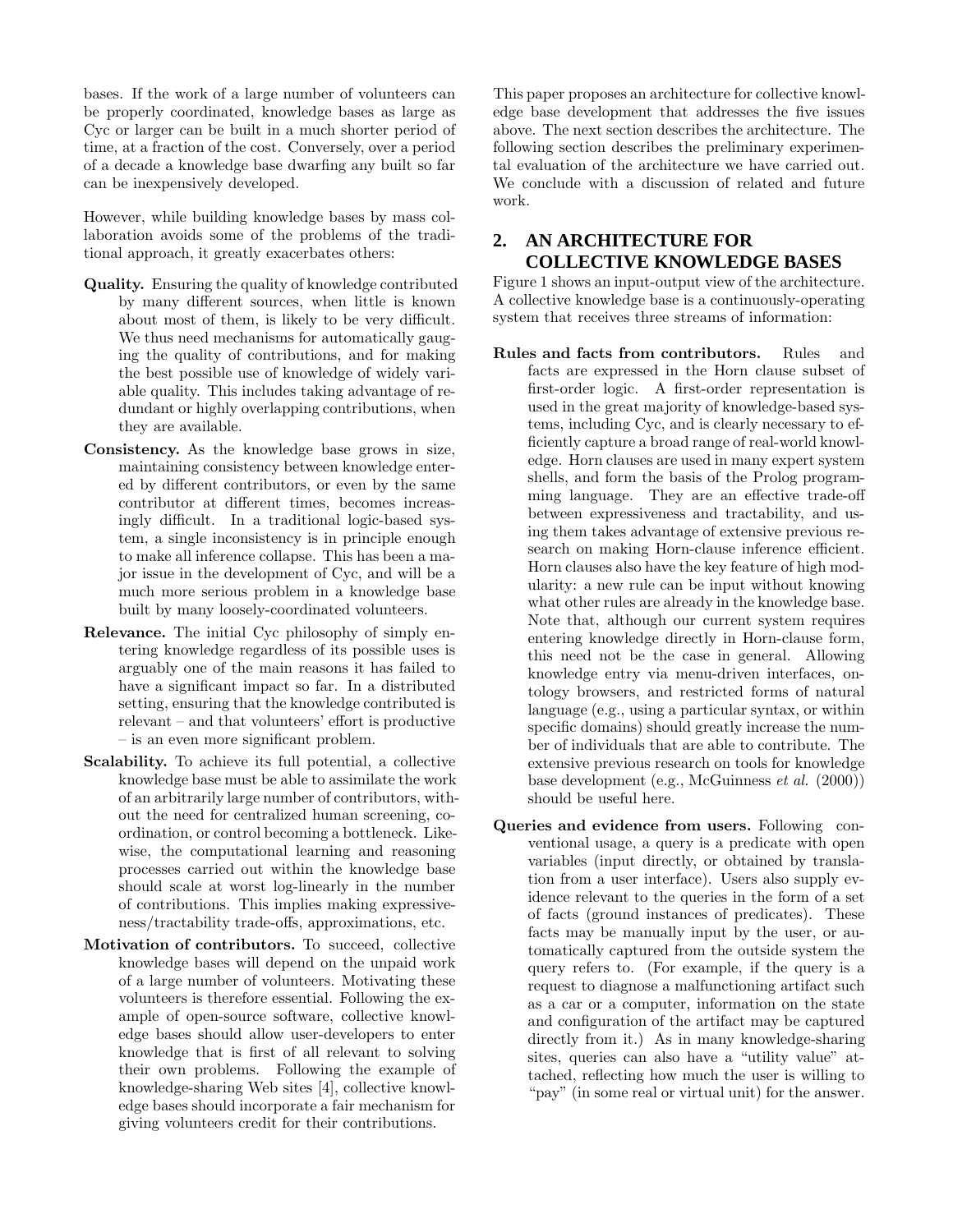bases. If the work of a large number of volunteers can be properly coordinated, knowledge bases as large as Cyc or larger can be built in a much shorter period of time, at a fraction of the cost. Conversely, over a period of a decade a knowledge base dwarfing any built so far can be inexpensively developed.

However, while building knowledge bases by mass collaboration avoids some of the problems of the traditional approach, it greatly exacerbates others:

- **Quality.** Ensuring the quality of knowledge contributed by many different sources, when little is known about most of them, is likely to be very difficult. We thus need mechanisms for automatically gauging the quality of contributions, and for making the best possible use of knowledge of widely variable quality. This includes taking advantage of redundant or highly overlapping contributions, when they are available.
- **Consistency.** As the knowledge base grows in size, maintaining consistency between knowledge entered by different contributors, or even by the same contributor at different times, becomes increasingly difficult. In a traditional logic-based system, a single inconsistency is in principle enough to make all inference collapse. This has been a major issue in the development of Cyc, and will be a much more serious problem in a knowledge base built by many loosely-coordinated volunteers.
- **Relevance.** The initial Cyc philosophy of simply entering knowledge regardless of its possible uses is arguably one of the main reasons it has failed to have a significant impact so far. In a distributed setting, ensuring that the knowledge contributed is relevant – and that volunteers' effort is productive – is an even more significant problem.
- **Scalability.** To achieve its full potential, a collective knowledge base must be able to assimilate the work of an arbitrarily large number of contributors, without the need for centralized human screening, coordination, or control becoming a bottleneck. Likewise, the computational learning and reasoning processes carried out within the knowledge base should scale at worst log-linearly in the number of contributions. This implies making expressiveness/tractability trade-offs, approximations, etc.
- **Motivation of contributors.** To succeed, collective knowledge bases will depend on the unpaid work of a large number of volunteers. Motivating these volunteers is therefore essential. Following the example of open-source software, collective knowledge bases should allow user-developers to enter knowledge that is first of all relevant to solving their own problems. Following the example of knowledge-sharing Web sites [4], collective knowledge bases should incorporate a fair mechanism for giving volunteers credit for their contributions.

This paper proposes an architecture for collective knowledge base development that addresses the five issues above. The next section describes the architecture. The following section describes the preliminary experimental evaluation of the architecture we have carried out. We conclude with a discussion of related and future work.

## 2. AN ARCHITECTURE FOR COLLECTIVE KNOWLEDGE BASES

Figure 1 shows an input-output view of the architecture. A collective knowledge base is a continuously-operating system that receives three streams of information:

- **Rules and facts from contributors.** Rules and facts are expressed in the Horn clause subset of first-order logic. A first-order representation is used in the great majority of knowledge-based systems, including Cyc, and is clearly necessary to efficiently capture a broad range of real-world knowledge. Horn clauses are used in many expert system shells, and form the basis of the Prolog programming language. They are an effective trade-off between expressiveness and tractability, and using them takes advantage of extensive previous research on making Horn-clause inference efficient. Horn clauses also have the key feature of high modularity: a new rule can be input without knowing what other rules are already in the knowledge base. Note that, although our current system requires entering knowledge directly in Horn-clause form, this need not be the case in general. Allowing knowledge entry via menu-driven interfaces, ontology browsers, and restricted forms of natural language (e.g., using a particular syntax, or within specific domains) should greatly increase the number of individuals that are able to contribute. The extensive previous research on tools for knowledge base development (e.g., McGuinness *et al.* (2000)) should be useful here.
- **Queries and evidence from users.** Following conventional usage, a query is a predicate with open variables (input directly, or obtained by translation from a user interface). Users also supply evidence relevant to the queries in the form of a set of facts (ground instances of predicates). These facts may be manually input by the user, or automatically captured from the outside system the query refers to. (For example, if the query is a request to diagnose a malfunctioning artifact such as a car or a computer, information on the state and configuration of the artifact may be captured directly from it.) As in many knowledge-sharing sites, queries can also have a "utility value" attached, reflecting how much the user is willing to "pay" (in some real or virtual unit) for the answer.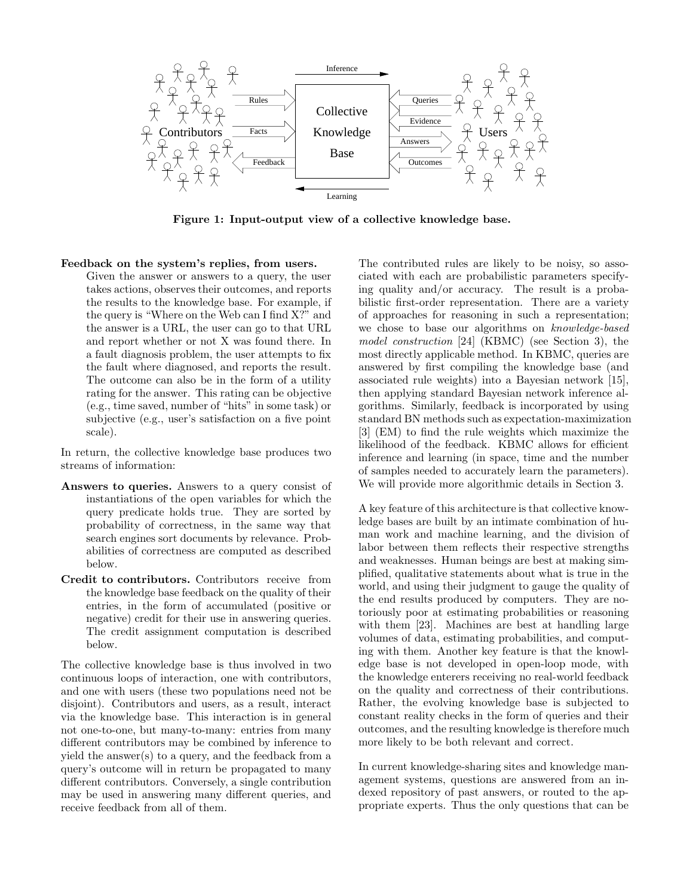**Figure 1: Input-output view of a collective knowledge base.**

**Feedback on the system's replies, from users.** Given the answer or answers to a query, the user takes actions, observes their outcomes, and reports the results to the knowledge base. For example, if the query is "Where on the Web can I find X?" and the answer is a URL, the user can go to that URL and report whether or not X was found there. In a fault diagnosis problem, the user attempts to fix the fault where diagnosed, and reports the result. The outcome can also be in the form of a utility rating for the answer. This rating can be objective (e.g., time saved, number of "hits" in some task) or subjective (e.g., user's satisfaction on a five point scale).

In return, the collective knowledge base produces two streams of information:

**Answers to queries.** Answers to a query consist of instantiations of the open variables for which the query predicate holds true. They are sorted by probability of correctness, in the same way that search engines sort documents by relevance. Probabilities of correctness are computed as described below.

**Credit to contributors.** Contributors receive from the knowledge base feedback on the quality of their entries, in the form of accumulated (positive or negative) credit for their use in answering queries. The credit assignment computation is described below.

The collective knowledge base is thus involved in two continuous loops of interaction, one with contributors, and one with users (these two populations need not be disjoint). Contributors and users, as a result, interact via the knowledge base. This interaction is in general not one-to-one, but many-to-many: entries from many different contributors may be combined by inference to yield the answer(s) to a query, and the feedback from a query's outcome will in return be propagated to many different contributors. Conversely, a single contribution may be used in answering many different queries, and receive feedback from all of them.

The contributed rules are likely to be noisy, so associated with each are probabilistic parameters specifying quality and/or accuracy. The result is a probabilistic first-order representation. There are a variety of approaches for reasoning in such a representation; we chose to base our algorithms on *knowledge-based model construction* [24] (KBMC) (see Section 3), the most directly applicable method. In KBMC, queries are answered by first compiling the knowledge base (and associated rule weights) into a Bayesian network [15], then applying standard Bayesian network inference algorithms. Similarly, feedback is incorporated by using standard BN methods such as expectation-maximization [3] (EM) to find the rule weights which maximize the likelihood of the feedback. KBMC allows for efficient inference and learning (in space, time and the number of samples needed to accurately learn the parameters). We will provide more algorithmic details in Section 3.

A key feature of this architecture is that collective knowledge bases are built by an intimate combination of human work and machine learning, and the division of labor between them reflects their respective strengths and weaknesses. Human beings are best at making simplified, qualitative statements about what is true in the world, and using their judgment to gauge the quality of the end results produced by computers. They are notoriously poor at estimating probabilities or reasoning with them [23]. Machines are best at handling large volumes of data, estimating probabilities, and computing with them. Another key feature is that the knowledge base is not developed in open-loop mode, with the knowledge enterers receiving no real-world feedback on the quality and correctness of their contributions. Rather, the evolving knowledge base is subjected to constant reality checks in the form of queries and their outcomes, and the resulting knowledge is therefore much more likely to be both relevant and correct.

In current knowledge-sharing sites and knowledge management systems, questions are answered from an indexed repository of past answers, or routed to the appropriate experts. Thus the only questions that can be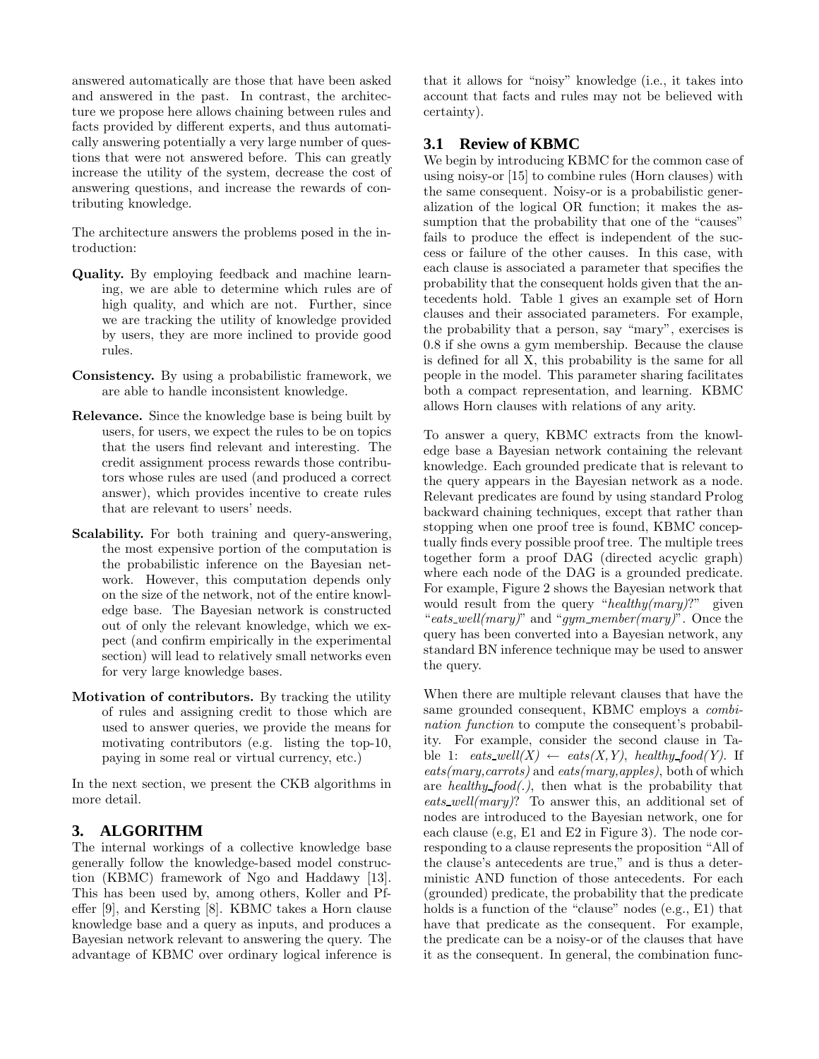answered automatically are those that have been asked and answered in the past. In contrast, the architecture we propose here allows chaining between rules and facts provided by different experts, and thus automatically answering potentially a very large number of questions that were not answered before. This can greatly increase the utility of the system, decrease the cost of answering questions, and increase the rewards of contributing knowledge.

The architecture answers the problems posed in the introduction:

**Quality.** By employing feedback and machine learning, we are able to determine which rules are of high quality, and which are not. Further, since we are tracking the utility of knowledge provided by users, they are more inclined to provide good rules.

**Consistency.** By using a probabilistic framework, we are able to handle inconsistent knowledge.

**Relevance.** Since the knowledge base is being built by users, for users, we expect the rules to be on topics that the users find relevant and interesting. The credit assignment process rewards those contributors whose rules are used (and produced a correct answer), which provides incentive to create rules that are relevant to users' needs.

**Scalability.** For both training and query-answering, the most expensive portion of the computation is the probabilistic inference on the Bayesian network. However, this computation depends only on the size of the network, not of the entire knowledge base. The Bayesian network is constructed out of only the relevant knowledge, which we expect (and confirm empirically in the experimental section) will lead to relatively small networks even for very large knowledge bases.

**Motivation of contributors.** By tracking the utility of rules and assigning credit to those which are used to answer queries, we provide the means for motivating contributors (e.g. listing the top-10, paying in some real or virtual currency, etc.)

In the next section, we present the CKB algorithms in more detail.

## 3. ALGORITHM

The internal workings of a collective knowledge base generally follow the knowledge-based model construction (KBMC) framework of Ngo and Haddawy [13]. This has been used by, among others, Koller and Pfeffer [9], and Kersting [8]. KBMC takes a Horn clause knowledge base and a query as inputs, and produces a Bayesian network relevant to answering the query. The advantage of KBMC over ordinary logical inference is that it allows for "noisy" knowledge (i.e., it takes into account that facts and rules may not be believed with certainty).

### 3.1 Review of KBMC

We begin by introducing KBMC for the common case of using noisy-or [15] to combine rules (Horn clauses) with the same consequent. Noisy-or is a probabilistic generalization of the logical OR function; it makes the assumption that the probability that one of the "causes" fails to produce the effect is independent of the success or failure of the other causes. In this case, with each clause is associated a parameter that specifies the probability that the consequent holds given that the antecedents hold. Table 1 gives an example set of Horn clauses and their associated parameters. For example, the probability that a person, say "mary", exercises is 0.8 if she owns a gym membership. Because the clause is defined for all X, this probability is the same for all people in the model. This parameter sharing facilitates both a compact representation, and learning. KBMC allows Horn clauses with relations of any arity.

To answer a query, KBMC extracts from the knowledge base a Bayesian network containing the relevant knowledge. Each grounded predicate that is relevant to the query appears in the Bayesian network as a node. Relevant predicates are found by using standard Prolog backward chaining techniques, except that rather than stopping when one proof tree is found, KBMC conceptually finds every possible proof tree. The multiple trees together form a proof DAG (directed acyclic graph) where each node of the DAG is a grounded predicate. For example, Figure 2 shows the Bayesian network that would result from the query "*healthy(mary)*?" given "*eats_well(mary)*" and "*gym_member(mary)*". Once the query has been converted into a Bayesian network, any standard BN inference technique may be used to answer the query.

When there are multiple relevant clauses that have the same grounded consequent, KBMC employs a *combination function* to compute the consequent's probability. For example, consider the second clause in Table 1: *eats_well(X)* $\leftarrow$ *eats(X,Y)*, *healthy_food(Y)*. If *eats(mary,carrots)* and *eats(mary,apples)*, both of which are *healthy_food(.)*, then what is the probability that *eats_well(mary)*? To answer this, an additional set of nodes are introduced to the Bayesian network, one for each clause (e.g, E1 and E2 in Figure 3). The node corresponding to a clause represents the proposition "All of the clause's antecedents are true," and is thus a deterministic AND function of those antecedents. For each (grounded) predicate, the probability that the predicate holds is a function of the "clause" nodes (e.g., E1) that have that predicate as the consequent. For example, the predicate can be a noisy-or of the clauses that have it as the consequent. In general, the combination func-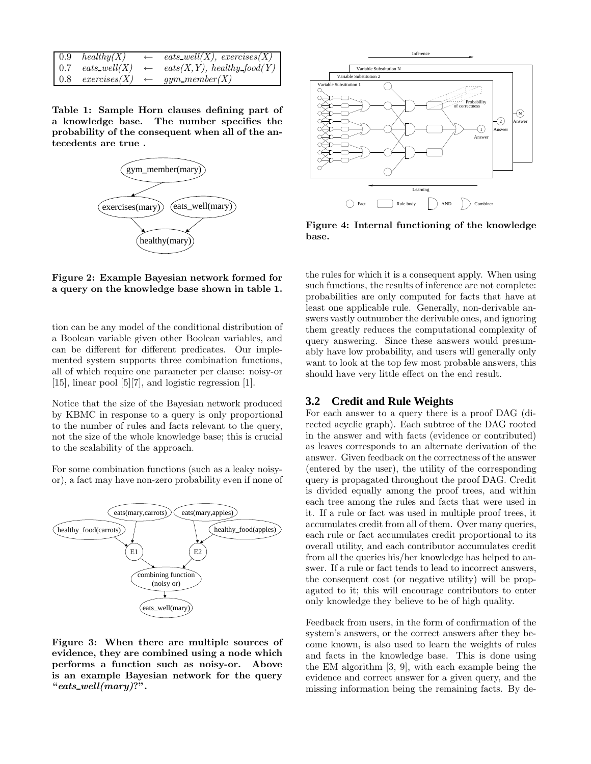| | | | |
|---|---|---|---|
| 0.9 | *healthy(X)* | ← | *eats_well(X), exercises(X)* |
| 0.7 | *eats_well(X)* | ← | *eats(X,Y), healthy_food(Y)* |
| 0.8 | *exercises(X)* | ← | *gym_member(X)* |

**Table 1: Sample Horn clauses defining part of a knowledge base. The number specifies the probability of the consequent when all of the antecedents are true .**

gym_member(mary)

exercises(mary)

eats_well(mary)

healthy(mary)

**Figure 2: Example Bayesian network formed for a query on the knowledge base shown in table 1.**

tion can be any model of the conditional distribution of a Boolean variable given other Boolean variables, and can be different for different predicates. Our implemented system supports three combination functions, all of which require one parameter per clause: noisy-or [15], linear pool [5][7], and logistic regression [1].

Notice that the size of the Bayesian network produced by KBMC in response to a query is only proportional to the number of rules and facts relevant to the query, not the size of the whole knowledge base; this is crucial to the scalability of the approach.

For some combination functions (such as a leaky noisy-or), a fact may have non-zero probability even if none of the rules for which it is a consequent apply. When using such functions, the results of inference are not complete: probabilities are only computed for facts that have at least one applicable rule. Generally, non-derivable answers vastly outnumber the derivable ones, and ignoring them greatly reduces the computational complexity of query answering. Since these answers would presumably have low probability, and users will generally only want to look at the top few most probable answers, this should have very little effect on the end result.

eats(mary,carrots)

eats(mary,apples)

healthy_food(carrots)

healthy_food(apples)

E1

E2

combining function
(noisy or)

eats_well(mary)

**Figure 3: When there are multiple sources of evidence, they are combined using a node which performs a function such as noisy-or. Above is an example Bayesian network for the query "*eats_well(mary)*?".**

Inference

Variable Substitution N

Variable Substitution 2

Variable Substitution 1

Probability
of correctness

N
Answer

2
Answer

1
Answer

Learning

Fact

Rule body

AND

Combiner

**Figure 4: Internal functioning of the knowledge base.**

## 3.2 Credit and Rule Weights

For each answer to a query there is a proof DAG (directed acyclic graph). Each subtree of the DAG rooted in the answer and with facts (evidence or contributed) as leaves corresponds to an alternate derivation of the answer. Given feedback on the correctness of the answer (entered by the user), the utility of the corresponding query is propagated throughout the proof DAG. Credit is divided equally among the proof trees, and within each tree among the rules and facts that were used in it. If a rule or fact was used in multiple proof trees, it accumulates credit from all of them. Over many queries, each rule or fact accumulates credit proportional to its overall utility, and each contributor accumulates credit from all the queries his/her knowledge has helped to answer. If a rule or fact tends to lead to incorrect answers, the consequent cost (or negative utility) will be propagated to it; this will encourage contributors to enter only knowledge they believe to be of high quality.

Feedback from users, in the form of confirmation of the system's answers, or the correct answers after they become known, is also used to learn the weights of rules and facts in the knowledge base. This is done using the EM algorithm [3, 9], with each example being the evidence and correct answer for a given query, and the missing information being the remaining facts. By de-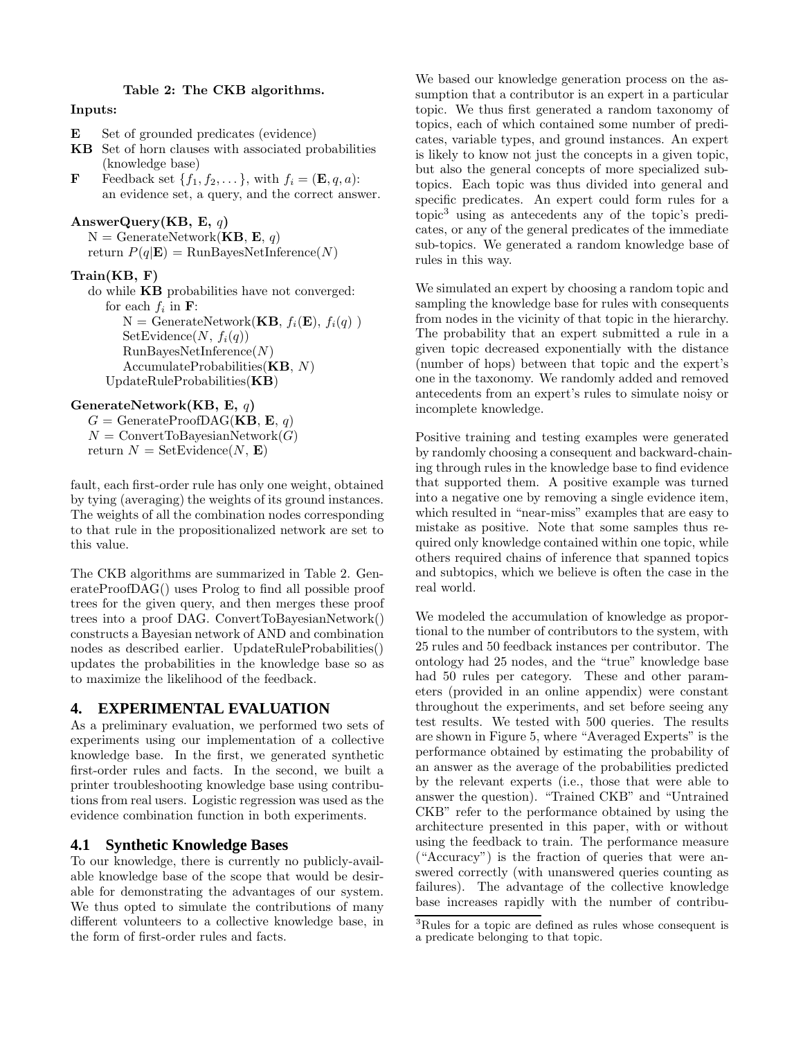**Table 2: The CKB algorithms.**

**Inputs:**

- **E** Set of grounded predicates (evidence)
- **KB** Set of horn clauses with associated probabilities (knowledge base)
- **F** Feedback set $\{f_1, f_2, \dots\}$, with $f_i = (\mathbf{E}, q, a)$: an evidence set, a query, and the correct answer.

**AnswerQuery(KB, E, $q$)**

```
N = GenerateNetwork(KB, E, q)
return P(q|E) = RunBayesNetInference(N)
```

**Train(KB, F)**

```
do while KB probabilities have not converged:
    for each f_i in F:
        N = GenerateNetwork(KB, f_i(E), f_i(q) )
        SetEvidence(N, f_i(q))
        RunBayesNetInference(N)
        AccumulateProbabilities(KB, N)
    UpdateRuleProbabilities(KB)
```

**GenerateNetwork(KB, E, $q$)**

```
G = GenerateProofDAG(KB, E, q)
N = ConvertToBayesianNetwork(G)
return N = SetEvidence(N, E)
```

fault, each first-order rule has only one weight, obtained by tying (averaging) the weights of its ground instances. The weights of all the combination nodes corresponding to that rule in the propositionalized network are set to this value.

The CKB algorithms are summarized in Table 2. GenerateProofDAG() uses Prolog to find all possible proof trees for the given query, and then merges these proof trees into a proof DAG. ConvertToBayesianNetwork() constructs a Bayesian network of AND and combination nodes as described earlier. UpdateRuleProbabilities() updates the probabilities in the knowledge base so as to maximize the likelihood of the feedback.

## 4. EXPERIMENTAL EVALUATION

As a preliminary evaluation, we performed two sets of experiments using our implementation of a collective knowledge base. In the first, we generated synthetic first-order rules and facts. In the second, we built a printer troubleshooting knowledge base using contributions from real users. Logistic regression was used as the evidence combination function in both experiments.

### 4.1 Synthetic Knowledge Bases

To our knowledge, there is currently no publicly-available knowledge base of the scope that would be desirable for demonstrating the advantages of our system. We thus opted to simulate the contributions of many different volunteers to a collective knowledge base, in the form of first-order rules and facts.

We based our knowledge generation process on the assumption that a contributor is an expert in a particular topic. We thus first generated a random taxonomy of topics, each of which contained some number of predicates, variable types, and ground instances. An expert is likely to know not just the concepts in a given topic, but also the general concepts of more specialized subtopics. Each topic was thus divided into general and specific predicates. An expert could form rules for a topic[3] using as antecedents any of the topic's predicates, or any of the general predicates of the immediate sub-topics. We generated a random knowledge base of rules in this way.

We simulated an expert by choosing a random topic and sampling the knowledge base for rules with consequents from nodes in the vicinity of that topic in the hierarchy. The probability that an expert submitted a rule in a given topic decreased exponentially with the distance (number of hops) between that topic and the expert's one in the taxonomy. We randomly added and removed antecedents from an expert's rules to simulate noisy or incomplete knowledge.

Positive training and testing examples were generated by randomly choosing a consequent and backward-chaining through rules in the knowledge base to find evidence that supported them. A positive example was turned into a negative one by removing a single evidence item, which resulted in "near-miss" examples that are easy to mistake as positive. Note that some samples thus required only knowledge contained within one topic, while others required chains of inference that spanned topics and subtopics, which we believe is often the case in the real world.

We modeled the accumulation of knowledge as proportional to the number of contributors to the system, with 25 rules and 50 feedback instances per contributor. The ontology had 25 nodes, and the "true" knowledge base had 50 rules per category. These and other parameters (provided in an online appendix) were constant throughout the experiments, and set before seeing any test results. We tested with 500 queries. The results are shown in Figure 5, where "Averaged Experts" is the performance obtained by estimating the probability of an answer as the average of the probabilities predicted by the relevant experts (i.e., those that were able to answer the question). "Trained CKB" and "Untrained CKB" refer to the performance obtained by using the architecture presented in this paper, with or without using the feedback to train. The performance measure ("Accuracy") is the fraction of queries that were answered correctly (with unanswered queries counting as failures). The advantage of the collective knowledge base increases rapidly with the number of contribu-

[3] Rules for a topic are defined as rules whose consequent is a predicate belonging to that topic.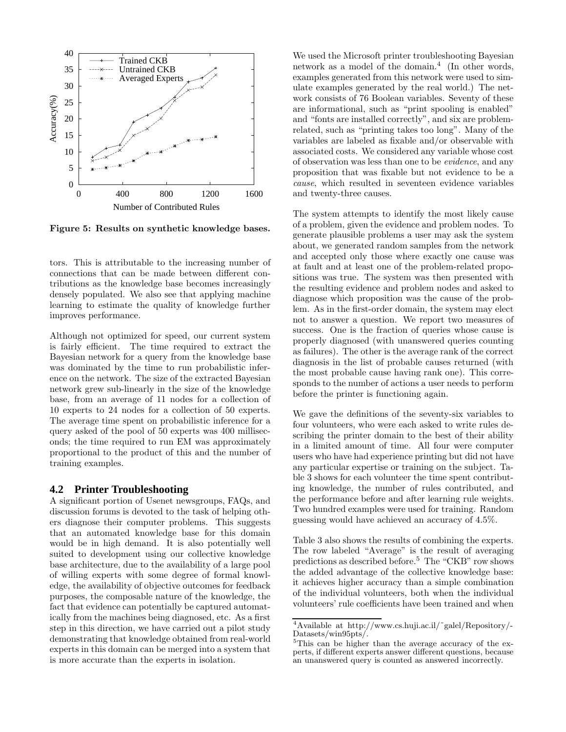Figure 5: Results on synthetic knowledge bases.

tors. This is attributable to the increasing number of connections that can be made between different contributions as the knowledge base becomes increasingly densely populated. We also see that applying machine learning to estimate the quality of knowledge further improves performance.

Although not optimized for speed, our current system is fairly efficient. The time required to extract the Bayesian network for a query from the knowledge base was dominated by the time to run probabilistic inference on the network. The size of the extracted Bayesian network grew sub-linearly in the size of the knowledge base, from an average of 11 nodes for a collection of 10 experts to 24 nodes for a collection of 50 experts. The average time spent on probabilistic inference for a query asked of the pool of 50 experts was 400 milliseconds; the time required to run EM was approximately proportional to the product of this and the number of training examples.

## 4.2 Printer Troubleshooting

A significant portion of Usenet newsgroups, FAQs, and discussion forums is devoted to the task of helping others diagnose their computer problems. This suggests that an automated knowledge base for this domain would be in high demand. It is also potentially well suited to development using our collective knowledge base architecture, due to the availability of a large pool of willing experts with some degree of formal knowledge, the availability of objective outcomes for feedback purposes, the composable nature of the knowledge, the fact that evidence can potentially be captured automatically from the machines being diagnosed, etc. As a first step in this direction, we have carried out a pilot study demonstrating that knowledge obtained from real-world experts in this domain can be merged into a system that is more accurate than the experts in isolation.

We used the Microsoft printer troubleshooting Bayesian network as a model of the domain.[4] (In other words, examples generated from this network were used to simulate examples generated by the real world.) The network consists of 76 Boolean variables. Seventy of these are informational, such as "print spooling is enabled" and "fonts are installed correctly", and six are problem-related, such as "printing takes too long". Many of the variables are labeled as fixable and/or observable with associated costs. We considered any variable whose cost of observation was less than one to be *evidence*, and any proposition that was fixable but not evidence to be a *cause*, which resulted in seventeen evidence variables and twenty-three causes.

The system attempts to identify the most likely cause of a problem, given the evidence and problem nodes. To generate plausible problems a user may ask the system about, we generated random samples from the network and accepted only those where exactly one cause was at fault and at least one of the problem-related propositions was true. The system was then presented with the resulting evidence and problem nodes and asked to diagnose which proposition was the cause of the problem. As in the first-order domain, the system may elect not to answer a question. We report two measures of success. One is the fraction of queries whose cause is properly diagnosed (with unanswered queries counting as failures). The other is the average rank of the correct diagnosis in the list of probable causes returned (with the most probable cause having rank one). This corresponds to the number of actions a user needs to perform before the printer is functioning again.

We gave the definitions of the seventy-six variables to four volunteers, who were each asked to write rules describing the printer domain to the best of their ability in a limited amount of time. All four were computer users who have had experience printing but did not have any particular expertise or training on the subject. Table 3 shows for each volunteer the time spent contributing knowledge, the number of rules contributed, and the performance before and after learning rule weights. Two hundred examples were used for training. Random guessing would have achieved an accuracy of 4.5%.

Table 3 also shows the results of combining the experts. The row labeled "Average" is the result of averaging predictions as described before.[5] The "CKB" row shows the added advantage of the collective knowledge base: it achieves higher accuracy than a simple combination of the individual volunteers, both when the individual volunteers' rule coefficients have been trained and when

[4] Available at http://www.cs.huji.ac.il/~galel/Repository/-Datasets/win95pts/.

[5] This can be higher than the average accuracy of the experts, if different experts answer different questions, because an unanswered query is counted as answered incorrectly.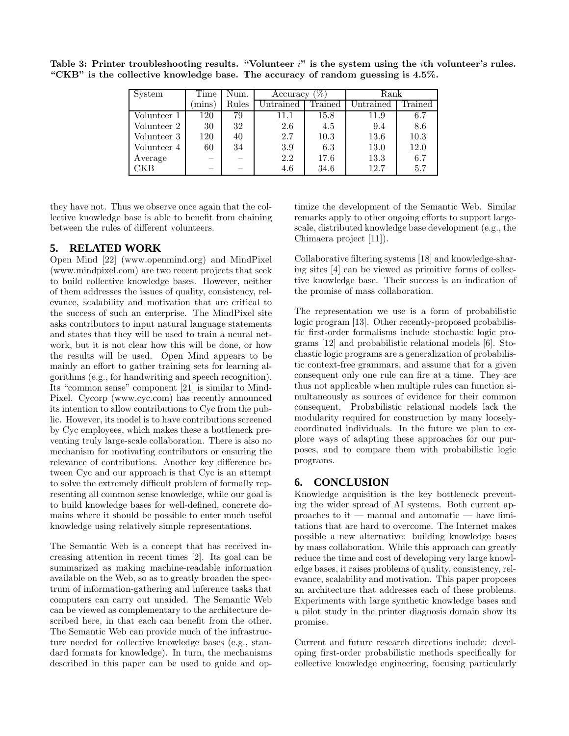**Table 3: Printer troubleshooting results. "Volunteer $i$" is the system using the $i$th volunteer's rules. "CKB" is the collective knowledge base. The accuracy of random guessing is 4.5%.**

| System | Time (mins) | Num. Rules | Accuracy (%) | | Rank | |
|---|---|---|---|---|---|---|
| | | | Untrained | Trained | Untrained | Trained |
| Volunteer 1 | 120 | 79 | 11.1 | 15.8 | 11.9 | 6.7 |
| Volunteer 2 | 30 | 32 | 2.6 | 4.5 | 9.4 | 8.6 |
| Volunteer 3 | 120 | 40 | 2.7 | 10.3 | 13.6 | 10.3 |
| Volunteer 4 | 60 | 34 | 3.9 | 6.3 | 13.0 | 12.0 |
| Average | – | – | 2.2 | 17.6 | 13.3 | 6.7 |
| CKB | – | – | 4.6 | 34.6 | 12.7 | 5.7 |

they have not. Thus we observe once again that the collective knowledge base is able to benefit from chaining between the rules of different volunteers.

## 5. RELATED WORK

Open Mind [22] (www.openmind.org) and MindPixel (www.mindpixel.com) are two recent projects that seek to build collective knowledge bases. However, neither of them addresses the issues of quality, consistency, relevance, scalability and motivation that are critical to the success of such an enterprise. The MindPixel site asks contributors to input natural language statements and states that they will be used to train a neural network, but it is not clear how this will be done, or how the results will be used. Open Mind appears to be mainly an effort to gather training sets for learning algorithms (e.g., for handwriting and speech recognition). Its "common sense" component [21] is similar to MindPixel. Cycorp (www.cyc.com) has recently announced its intention to allow contributions to Cyc from the public. However, its model is to have contributions screened by Cyc employees, which makes these a bottleneck preventing truly large-scale collaboration. There is also no mechanism for motivating contributors or ensuring the relevance of contributions. Another key difference between Cyc and our approach is that Cyc is an attempt to solve the extremely difficult problem of formally representing all common sense knowledge, while our goal is to build knowledge bases for well-defined, concrete domains where it should be possible to enter much useful knowledge using relatively simple representations.

The Semantic Web is a concept that has received increasing attention in recent times [2]. Its goal can be summarized as making machine-readable information available on the Web, so as to greatly broaden the spectrum of information-gathering and inference tasks that computers can carry out unaided. The Semantic Web can be viewed as complementary to the architecture described here, in that each can benefit from the other. The Semantic Web can provide much of the infrastructure needed for collective knowledge bases (e.g., standard formats for knowledge). In turn, the mechanisms described in this paper can be used to guide and optimize the development of the Semantic Web. Similar remarks apply to other ongoing efforts to support large-scale, distributed knowledge base development (e.g., the Chimaera project [11]).

Collaborative filtering systems [18] and knowledge-sharing sites [4] can be viewed as primitive forms of collective knowledge base. Their success is an indication of the promise of mass collaboration.

The representation we use is a form of probabilistic logic program [13]. Other recently-proposed probabilistic first-order formalisms include stochastic logic programs [12] and probabilistic relational models [6]. Stochastic logic programs are a generalization of probabilistic context-free grammars, and assume that for a given consequent only one rule can fire at a time. They are thus not applicable when multiple rules can function simultaneously as sources of evidence for their common consequent. Probabilistic relational models lack the modularity required for construction by many loosely-coordinated individuals. In the future we plan to explore ways of adapting these approaches for our purposes, and to compare them with probabilistic logic programs.

## 6. CONCLUSION

Knowledge acquisition is the key bottleneck preventing the wider spread of AI systems. Both current approaches to it — manual and automatic — have limitations that are hard to overcome. The Internet makes possible a new alternative: building knowledge bases by mass collaboration. While this approach can greatly reduce the time and cost of developing very large knowledge bases, it raises problems of quality, consistency, relevance, scalability and motivation. This paper proposes an architecture that addresses each of these problems. Experiments with large synthetic knowledge bases and a pilot study in the printer diagnosis domain show its promise.

Current and future research directions include: developing first-order probabilistic methods specifically for collective knowledge engineering, focusing particularly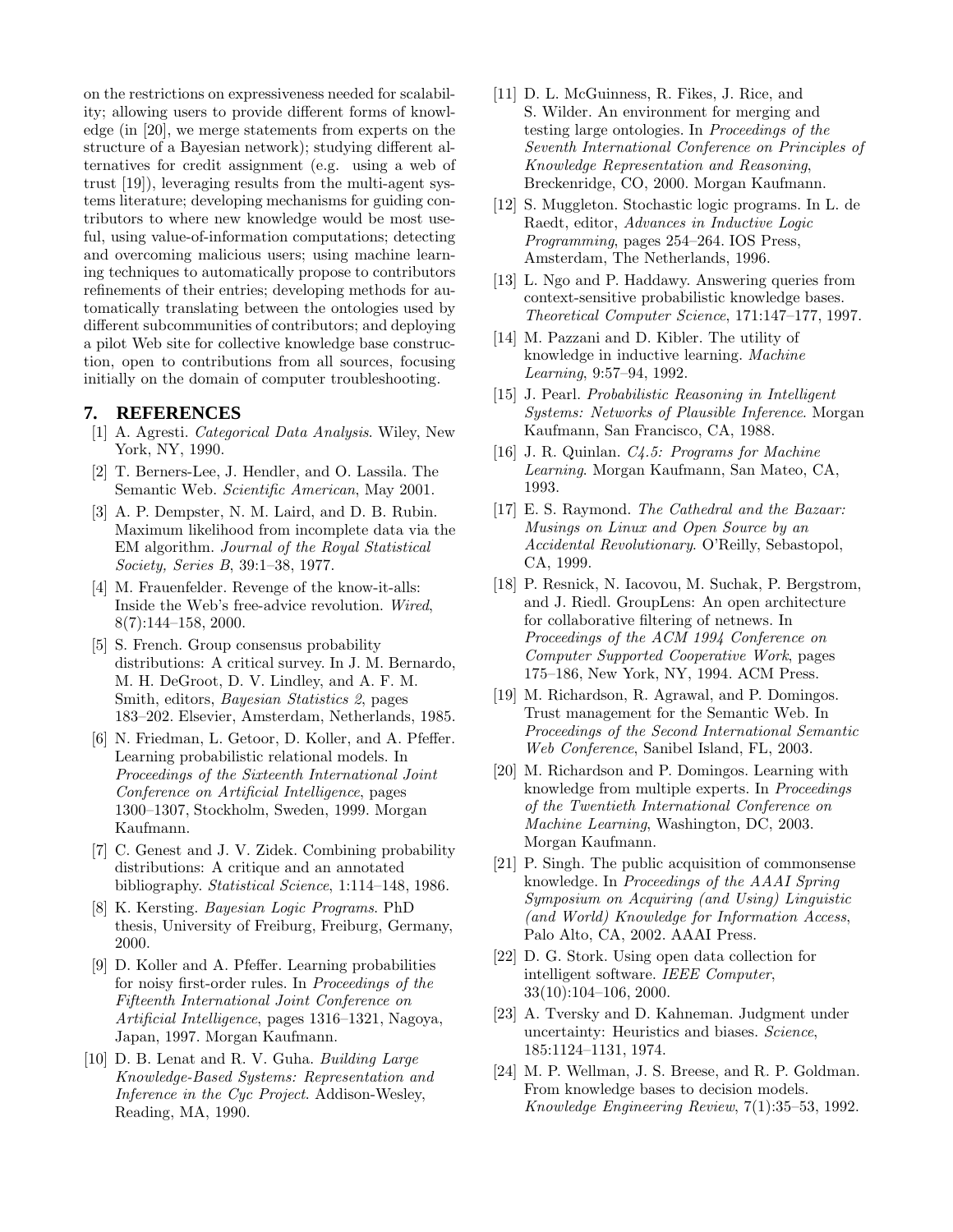on the restrictions on expressiveness needed for scalability; allowing users to provide different forms of knowledge (in [20], we merge statements from experts on the structure of a Bayesian network); studying different alternatives for credit assignment (e.g. using a web of trust [19]), leveraging results from the multi-agent systems literature; developing mechanisms for guiding contributors to where new knowledge would be most useful, using value-of-information computations; detecting and overcoming malicious users; using machine learning techniques to automatically propose to contributors refinements of their entries; developing methods for automatically translating between the ontologies used by different subcommunities of contributors; and deploying a pilot Web site for collective knowledge base construction, open to contributions from all sources, focusing initially on the domain of computer troubleshooting.

## 7. REFERENCES

[1] A. Agresti. *Categorical Data Analysis*. Wiley, New York, NY, 1990.

[2] T. Berners-Lee, J. Hendler, and O. Lassila. The Semantic Web. *Scientific American*, May 2001.

[3] A. P. Dempster, N. M. Laird, and D. B. Rubin. Maximum likelihood from incomplete data via the EM algorithm. *Journal of the Royal Statistical Society, Series B*, 39:1–38, 1977.

[4] M. Frauenfelder. Revenge of the know-it-alls: Inside the Web's free-advice revolution. *Wired*, 8(7):144–158, 2000.

[5] S. French. Group consensus probability distributions: A critical survey. In J. M. Bernardo, M. H. DeGroot, D. V. Lindley, and A. F. M. Smith, editors, *Bayesian Statistics 2*, pages 183–202. Elsevier, Amsterdam, Netherlands, 1985.

[6] N. Friedman, L. Getoor, D. Koller, and A. Pfeffer. Learning probabilistic relational models. In *Proceedings of the Sixteenth International Joint Conference on Artificial Intelligence*, pages 1300–1307, Stockholm, Sweden, 1999. Morgan Kaufmann.

[7] C. Genest and J. V. Zidek. Combining probability distributions: A critique and an annotated bibliography. *Statistical Science*, 1:114–148, 1986.

[8] K. Kersting. *Bayesian Logic Programs*. PhD thesis, University of Freiburg, Freiburg, Germany, 2000.

[9] D. Koller and A. Pfeffer. Learning probabilities for noisy first-order rules. In *Proceedings of the Fifteenth International Joint Conference on Artificial Intelligence*, pages 1316–1321, Nagoya, Japan, 1997. Morgan Kaufmann.

[10] D. B. Lenat and R. V. Guha. *Building Large Knowledge-Based Systems: Representation and Inference in the Cyc Project*. Addison-Wesley, Reading, MA, 1990.

[11] D. L. McGuinness, R. Fikes, J. Rice, and S. Wilder. An environment for merging and testing large ontologies. In *Proceedings of the Seventh International Conference on Principles of Knowledge Representation and Reasoning*, Breckenridge, CO, 2000. Morgan Kaufmann.

[12] S. Muggleton. Stochastic logic programs. In L. de Raedt, editor, *Advances in Inductive Logic Programming*, pages 254–264. IOS Press, Amsterdam, The Netherlands, 1996.

[13] L. Ngo and P. Haddawy. Answering queries from context-sensitive probabilistic knowledge bases. *Theoretical Computer Science*, 171:147–177, 1997.

[14] M. Pazzani and D. Kibler. The utility of knowledge in inductive learning. *Machine Learning*, 9:57–94, 1992.

[15] J. Pearl. *Probabilistic Reasoning in Intelligent Systems: Networks of Plausible Inference*. Morgan Kaufmann, San Francisco, CA, 1988.

[16] J. R. Quinlan. *C4.5: Programs for Machine Learning*. Morgan Kaufmann, San Mateo, CA, 1993.

[17] E. S. Raymond. *The Cathedral and the Bazaar: Musings on Linux and Open Source by an Accidental Revolutionary*. O'Reilly, Sebastopol, CA, 1999.

[18] P. Resnick, N. Iacovou, M. Suchak, P. Bergstrom, and J. Riedl. GroupLens: An open architecture for collaborative filtering of netnews. In *Proceedings of the ACM 1994 Conference on Computer Supported Cooperative Work*, pages 175–186, New York, NY, 1994. ACM Press.

[19] M. Richardson, R. Agrawal, and P. Domingos. Trust management for the Semantic Web. In *Proceedings of the Second International Semantic Web Conference*, Sanibel Island, FL, 2003.

[20] M. Richardson and P. Domingos. Learning with knowledge from multiple experts. In *Proceedings of the Twentieth International Conference on Machine Learning*, Washington, DC, 2003. Morgan Kaufmann.

[21] P. Singh. The public acquisition of commonsense knowledge. In *Proceedings of the AAAI Spring Symposium on Acquiring (and Using) Linguistic (and World) Knowledge for Information Access*, Palo Alto, CA, 2002. AAAI Press.

[22] D. G. Stork. Using open data collection for intelligent software. *IEEE Computer*, 33(10):104–106, 2000.

[23] A. Tversky and D. Kahneman. Judgment under uncertainty: Heuristics and biases. *Science*, 185:1124–1131, 1974.

[24] M. P. Wellman, J. S. Breese, and R. P. Goldman. From knowledge bases to decision models. *Knowledge Engineering Review*, 7(1):35–53, 1992.